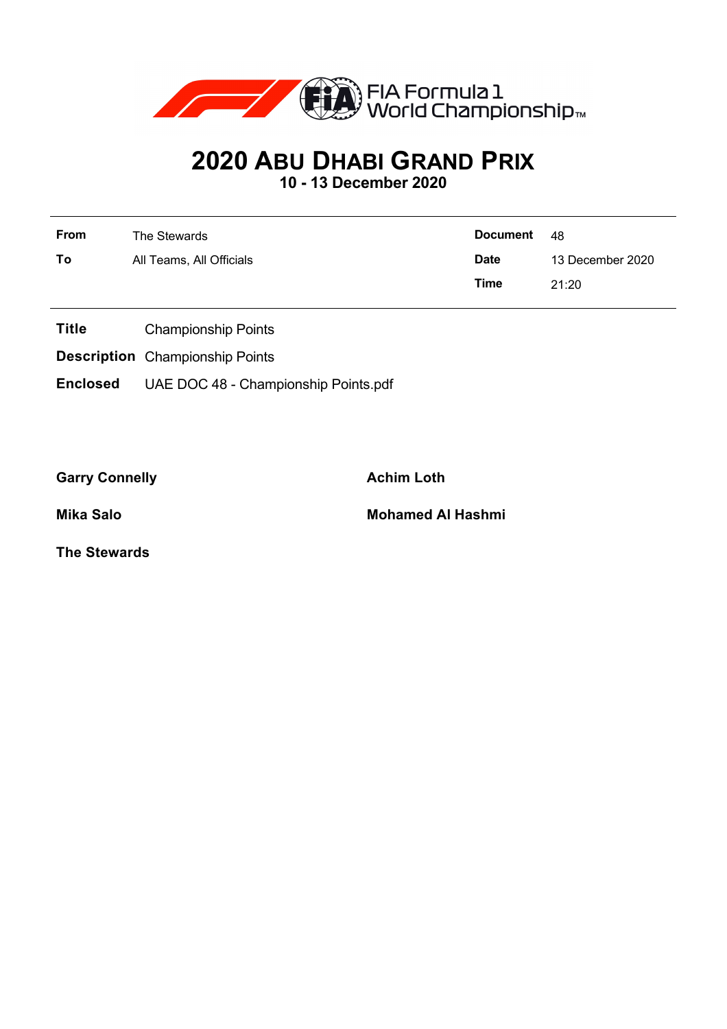# 2020 ABU DHABI GRAND PRIX

**10 - 13 December 2020**

| | | | |
|---|---|---|---|
| **From** | The Stewards | **Document** | 48 |
| **To** | All Teams, All Officials | **Date** | 13 December 2020 |
| | | **Time** | 21:20 |

**Title** Championship Points

**Description** Championship Points

**Enclosed** UAE DOC 48 - Championship Points.pdf

**Garry Connelly**

**Achim Loth**

**Mika Salo**

**Mohamed Al Hashmi**

**The Stewards**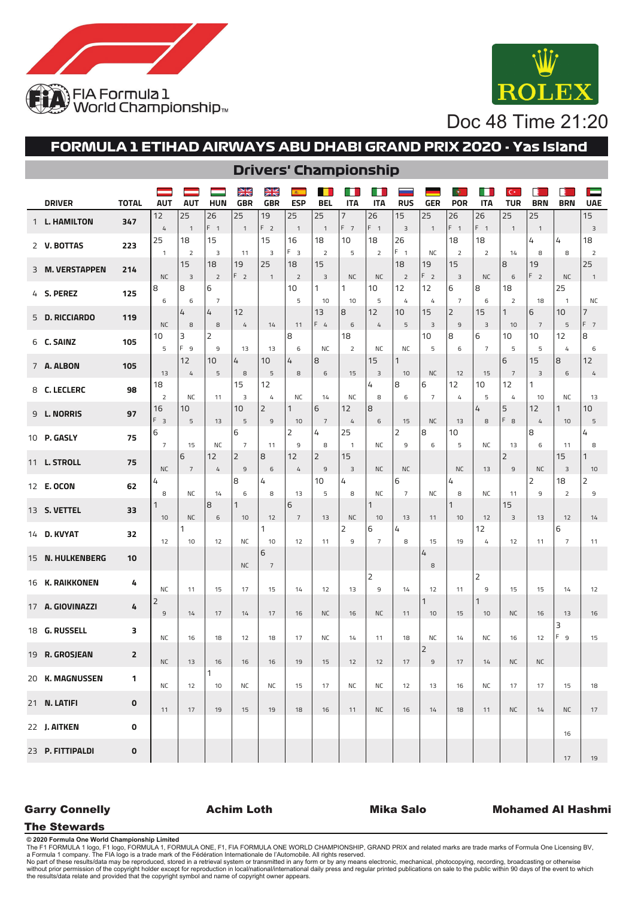# FORMULA 1 ETIHAD AIRWAYS ABU DHABI GRAND PRIX 2020 - Yas Island

Doc 48 Time 21:20

## Drivers' Championship

Each race cell shows points scored / finishing position. "F" precedes the position where it appears with an F.

| | DRIVER | TOTAL | AUT | AUT | HUN | GBR | GBR | ESP | BEL | ITA | ITA | RUS | GER | POR | ITA | TUR | BRN | BRN | UAE |
|---|---|---|---|---|---|---|---|---|---|---|---|---|---|---|---|---|---|---|---|
| 1 | L. HAMILTON | 347 | 12 / 4 | 25 / 1 | 26 / F 1 | 25 / 1 | 19 / F 2 | 25 / 1 | 25 / 1 | 7 / F 7 | 26 / F 1 | 15 / 3 | 25 / 1 | 26 / F 1 | 26 / F 1 | 25 / 1 | 25 / 1 | | 15 / 3 |
| 2 | V. BOTTAS | 223 | 25 / 1 | 18 / 2 | 15 / 3 | 11 | 15 / 3 | 16 / F 3 | 18 / 2 | 10 / 5 | 18 / 2 | 26 / F 1 | NC | 18 / 2 | 18 / 2 | 14 | 4 / 8 | 4 / 8 | 18 / 2 |
| 3 | M. VERSTAPPEN | 214 | NC | 15 / 3 | 18 / 2 | 19 / F 2 | 25 / 1 | 18 / 2 | 15 / 3 | NC | NC | 18 / 2 | 19 / F 2 | 15 / 3 | NC | 8 / 6 | 19 / F 2 | NC | 25 / 1 |
| 4 | S. PEREZ | 125 | 8 / 6 | 8 / 6 | 6 / 7 | | | 10 / 5 | 1 / 10 | 1 / 10 | 10 / 5 | 12 / 4 | 12 / 4 | 6 / 7 | 8 / 6 | 18 / 2 | 18 | 25 / 1 | NC |
| 5 | D. RICCIARDO | 119 | NC | 4 / 8 | 4 / 8 | 12 / 4 | 14 | 11 | 13 / F 4 | 8 / 6 | 12 / 4 | 10 / 5 | 15 / 3 | 2 / 9 | 15 / 3 | 1 / 10 | 6 / 7 | 10 / 5 | 7 / F 7 |
| 6 | C. SAINZ | 105 | 10 / 5 | 3 / F 9 | 2 / 9 | 13 | 13 | 8 / 6 | NC | 18 / 2 | NC | NC | 10 / 5 | 8 / 6 | 6 / 7 | 10 / 5 | 10 / 5 | 12 / 4 | 8 / 6 |
| 7 | A. ALBON | 105 | 13 | 12 / 4 | 10 / 5 | 4 / 8 | 10 / 5 | 4 / 8 | 8 / 6 | 15 | 15 / 3 | 1 / 10 | NC | 12 | 15 | 6 / 7 | 15 / 3 | 8 / 6 | 12 / 4 |
| 8 | C. LECLERC | 98 | 18 / 2 | NC | 11 | 15 / 3 | 12 / 4 | NC | 14 | NC | 4 / 8 | 8 / 6 | 6 / 7 | 12 / 4 | 10 / 5 | 12 / 4 | 1 / 10 | NC | 13 |
| 9 | L. NORRIS | 97 | 16 / F 3 | 10 / 5 | 13 | 10 / 5 | 2 / 9 | 1 / 10 | 6 / 7 | 12 / 4 | 8 / 6 | 15 | NC | 13 | 4 / 8 | 5 / F 8 | 12 / 4 | 1 / 10 | 10 / 5 |
| 10 | P. GASLY | 75 | 6 / 7 | 15 | NC | 6 / 7 | 11 | 2 / 9 | 4 / 8 | 25 / 1 | NC | 2 / 9 | 8 / 6 | 10 / 5 | NC | 13 | 8 / 6 | 11 | 4 / 8 |
| 11 | L. STROLL | 75 | NC | 6 / 7 | 12 / 4 | 2 / 9 | 8 / 6 | 12 / 4 | 2 / 9 | 15 / 3 | NC | NC | | NC | 13 | 2 / 9 | NC | 15 / 3 | 1 / 10 |
| 12 | E. OCON | 62 | 4 / 8 | NC | 14 | 8 / 6 | 4 / 8 | 13 | 10 / 5 | 4 / 8 | NC | 6 / 7 | NC | 4 / 8 | NC | 11 | 2 / 9 | 18 / 2 | 2 / 9 |
| 13 | S. VETTEL | 33 | 1 / 10 | NC | 8 / 6 | 1 / 10 | 12 | 6 / 7 | 13 | NC | 1 / 10 | 13 | 11 | 1 / 10 | 12 | 15 / 3 | 13 | 12 | 14 |
| 14 | D. KVYAT | 32 | 12 | 1 / 10 | 12 | NC | 1 / 10 | 12 | 11 | 2 / 9 | 6 / 7 | 4 / 8 | 15 | 19 | 12 / 4 | 12 | 11 | 6 / 7 | 11 |
| 15 | N. HULKENBERG | 10 | | | | NC | 6 / 7 | | | | | | 4 / 8 | | | | | | |
| 16 | K. RAIKKONEN | 4 | NC | 11 | 15 | 17 | 15 | 14 | 12 | 13 | 2 / 9 | 14 | 12 | 11 | 2 / 9 | 15 | 15 | 14 | 12 |
| 17 | A. GIOVINAZZI | 4 | 2 / 9 | 14 | 17 | 14 | 17 | 16 | NC | 16 | NC | 11 | 1 / 10 | 15 | 1 / 10 | NC | 16 | 13 | 16 |
| 18 | G. RUSSELL | 3 | NC | 16 | 18 | 12 | 18 | 17 | NC | 14 | 11 | 18 | NC | 14 | NC | 16 | 12 | 3 / F 9 | 15 |
| 19 | R. GROSJEAN | 2 | NC | 13 | 16 | 16 | 16 | 19 | 15 | 12 | 12 | 17 | 2 / 9 | 17 | 14 | NC | NC | | |
| 20 | K. MAGNUSSEN | 1 | NC | 12 | 1 / 10 | NC | NC | 15 | 17 | NC | NC | 12 | 13 | 16 | NC | 17 | 17 | 15 | 18 |
| 21 | N. LATIFI | 0 | 11 | 17 | 19 | 15 | 19 | 18 | 16 | 11 | NC | 16 | 14 | 18 | 11 | NC | 14 | NC | 17 |
| 22 | J. AITKEN | 0 | | | | | | | | | | | | | | | | 16 | |
| 23 | P. FITTIPALDI | 0 | | | | | | | | | | | | | | | | 17 | 19 |

**Garry Connelly** | **Achim Loth** | **Mika Salo** | **Mohamed Al Hashmi**

**The Stewards**

**© 2020 Formula One World Championship Limited**

The F1 FORMULA 1 logo, F1 logo, FORMULA 1, FORMULA ONE, F1, FIA FORMULA ONE WORLD CHAMPIONSHIP, GRAND PRIX and related marks are trade marks of Formula One Licensing BV, a Formula 1 company. The FIA logo is a trade mark of the Fédération Internationale de l'Automobile. All rights reserved.

No part of these results/data may be reproduced, stored in a retrieval system or transmitted in any form or by any means electronic, mechanical, photocopying, recording, broadcasting or otherwise without prior permission of the copyright holder except for reproduction in local/national/international daily press and regular printed publications on sale to the public within 90 days of the event to which the results/data relate and provided that the copyright symbol and name of copyright owner appears.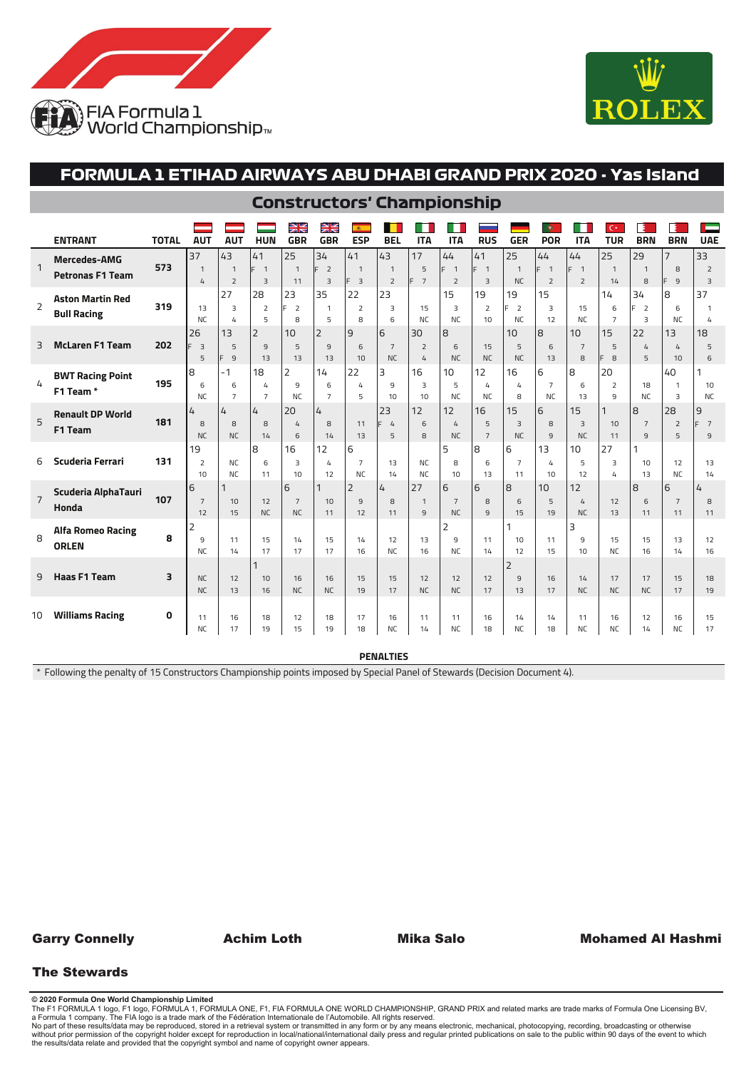# FORMULA 1 ETIHAD AIRWAYS ABU DHABI GRAND PRIX 2020 - Yas Island

## Constructors' Championship

| | ENTRANT | TOTAL | AUT | AUT | HUN | GBR | GBR | ESP | BEL | ITA | ITA | RUS | GER | POR | ITA | TUR | BRN | BRN | UAE |
|---|---|---|---|---|---|---|---|---|---|---|---|---|---|---|---|---|---|---|---|
| 1 | **Mercedes-AMG Petronas F1 Team** | **573** | 37 / 1 / 4 | 43 / 1 / 2 | 41 / F 1 / 3 | 25 / 1 / 11 | 34 / F 2 / 3 | 41 / 1 / F 3 | 43 / 1 / 2 | 17 / 5 / F 7 | 44 / F 1 / 2 | 41 / F 1 / 3 | 25 / 1 / NC | 44 / F 1 / 2 | 44 / F 1 / 2 | 25 / 1 / 14 | 29 / 1 / 8 | 7 / 8 / F 9 | 33 / 2 / 3 |
| 2 | **Aston Martin Red Bull Racing** | **319** | 13 / NC | 27 / 3 / 4 | 28 / 2 / 5 | 23 / F 2 / 8 | 35 / 1 / 5 | 22 / 2 / 8 | 23 / 3 / 6 | 15 / NC | 15 / 3 / NC | 19 / 2 / 10 | 19 / F 2 / NC | 15 / 3 / 12 | 15 / NC | 14 / 6 / 7 | 34 / F 2 / 3 | 8 / 6 / NC | 37 / 1 / 4 |
| 3 | **McLaren F1 Team** | **202** | 26 / F 3 / 5 | 13 / 5 / F 9 | 2 / 9 / 13 | 10 / 5 / 13 | 2 / 9 / 13 | 9 / 6 / 10 | 6 / 7 / NC | 30 / 2 / 4 | 8 / 6 / NC | 15 / NC | 10 / 5 / NC | 8 / 6 / 13 | 10 / 7 / 8 | 15 / 5 / F 8 | 22 / 4 / 5 | 13 / 4 / 10 | 18 / 5 / 6 |
| 4 | **BWT Racing Point F1 Team *** | **195** | 8 / 6 / NC | -1 / 6 / 7 | 18 / 4 / 7 | 2 / 9 / NC | 14 / 6 / 7 | 22 / 4 / 5 | 3 / 9 / 10 | 16 / 3 / 10 | 10 / 5 / NC | 12 / 4 / NC | 16 / 4 / 8 | 6 / 7 / NC | 8 / 6 / 13 | 20 / 2 / 9 | 18 / NC | 40 / 1 / 3 | 1 / 10 / NC |
| 5 | **Renault DP World F1 Team** | **181** | 4 / 8 / NC | 4 / 8 / NC | 4 / 8 / 14 | 20 / 4 / 6 | 4 / 8 / 14 | 11 / 13 | 23 / F 4 / 5 | 12 / 6 / 8 | 12 / 4 / NC | 16 / 5 / 7 | 15 / 3 / NC | 6 / 8 / 9 | 15 / 3 / NC | 1 / 10 / 11 | 8 / 7 / 9 | 28 / 2 / 5 | 9 / F 7 / 9 |
| 6 | **Scuderia Ferrari** | **131** | 19 / 2 / 10 | NC / NC | 8 / 6 / 11 | 16 / 3 / 10 | 12 / 4 / 12 | 6 / 7 / NC | 13 / 14 | NC / NC | 5 / 8 / 10 | 8 / 6 / 13 | 6 / 7 / 11 | 13 / 4 / 10 | 10 / 5 / 12 | 27 / 3 / 4 | 1 / 10 / 13 | 12 / NC | 13 / 14 |
| 7 | **Scuderia AlphaTauri Honda** | **107** | 6 / 7 / 12 | 1 / 10 / 15 | 12 / NC | 6 / 7 / NC | 1 / 10 / 11 | 2 / 9 / 12 | 4 / 8 / 11 | 27 / 1 / 9 | 6 / 7 / NC | 6 / 8 / 9 | 8 / 6 / 15 | 10 / 5 / 19 | 12 / 4 / NC | 12 / 13 | 8 / 6 / 11 | 6 / 7 / 11 | 4 / 8 / 11 |
| 8 | **Alfa Romeo Racing ORLEN** | **8** | 2 / 9 / NC | 11 / 14 | 15 / 17 | 14 / 17 | 15 / 17 | 14 / 16 | 12 / NC | 13 / 16 | 2 / 9 / NC | 11 / 14 | 1 / 10 / 12 | 11 / 15 | 3 / 9 / 10 | 15 / NC | 15 / 16 | 13 / 14 | 12 / 16 |
| 9 | **Haas F1 Team** | **3** | NC / NC | 12 / 13 | 1 / 10 / 16 | 16 / NC | 16 / NC | 15 / 19 | 15 / 17 | 12 / NC | 12 / NC | 12 / 17 | 2 / 9 / 13 | 16 / 17 | 14 / NC | 17 / NC | 17 / NC | 15 / 17 | 18 / 19 |
| 10 | **Williams Racing** | **0** | 11 / NC | 16 / 17 | 18 / 19 | 12 / 15 | 18 / 19 | 17 / 18 | 16 / NC | 11 / 14 | 11 / NC | 16 / 18 | 14 / NC | 14 / 18 | 11 / NC | 16 / NC | 12 / 14 | 16 / NC | 15 / 17 |

**PENALTIES**

\* Following the penalty of 15 Constructors Championship points imposed by Special Panel of Stewards (Decision Document 4).

**Garry Connelly** **Achim Loth** **Mika Salo** **Mohamed Al Hashmi**

**The Stewards**

**© 2020 Formula One World Championship Limited**
The F1 FORMULA 1 logo, F1 logo, FORMULA 1, FORMULA ONE, F1, FIA FORMULA ONE WORLD CHAMPIONSHIP, GRAND PRIX and related marks are trade marks of Formula One Licensing BV, a Formula 1 company. The FIA logo is a trade mark of the Fédération Internationale de l'Automobile. All rights reserved.
No part of these results/data may be reproduced, stored in a retrieval system or transmitted in any form or by any means electronic, mechanical, photocopying, recording, broadcasting or otherwise without prior permission of the copyright holder except for reproduction in local/national/international daily press and regular printed publications on sale to the public within 90 days of the event to which the results/data relate and provided that the copyright symbol and name of copyright owner appears.